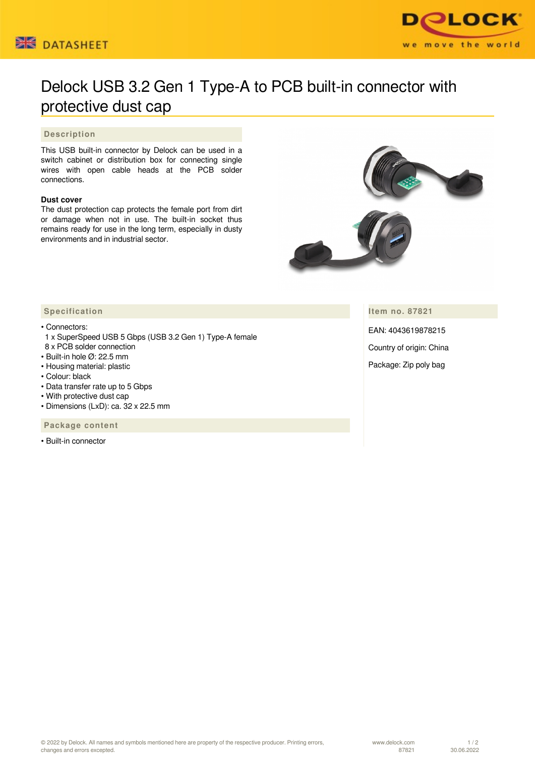DATASHEET

# Delock USB 3.2 Gen 1 Type-A to PCB built-in connector with protective dust cap

## Description

This USB built-in connector by Delock can be used in a switch cabinet or distribution box for connecting single wires with open cable heads at the PCB solder connections.

**Dust cover**
The dust protection cap protects the female port from dirt or damage when not in use. The built-in socket thus remains ready for use in the long term, especially in dusty environments and in industrial sector.

## Specification

- Connectors:
  1 x SuperSpeed USB 5 Gbps (USB 3.2 Gen 1) Type-A female
  8 x PCB solder connection
- Built-in hole Ø: 22.5 mm
- Housing material: plastic
- Colour: black
- Data transfer rate up to 5 Gbps
- With protective dust cap
- Dimensions (LxD): ca. 32 x 22.5 mm

## Package content

- Built-in connector

## Item no. 87821

EAN: 4043619878215

Country of origin: China

Package: Zip poly bag

© 2022 by Delock. All names and symbols mentioned here are property of the respective producer. Printing errors, changes and errors excepted.

www.delock.com
87821
30.06.2022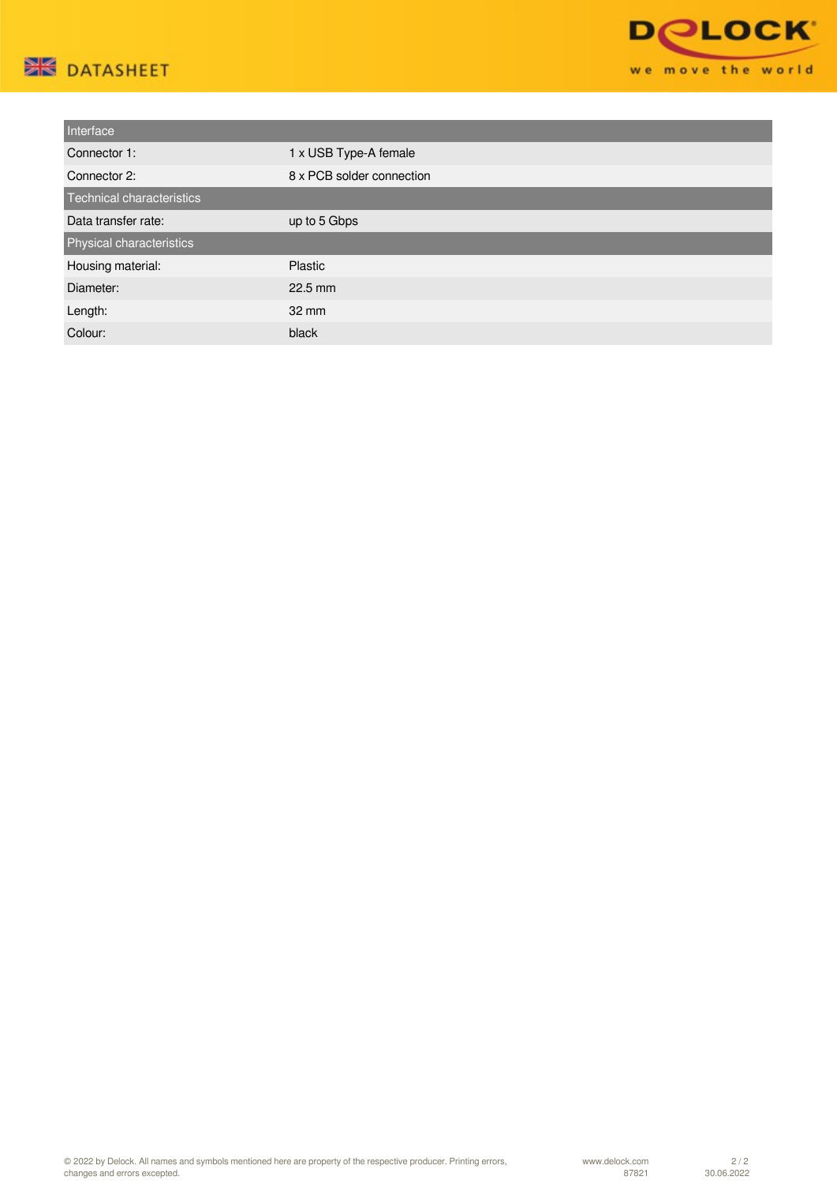| | |
|---|---|
| **Interface** | |
| Connector 1: | 1 x USB Type-A female |
| Connector 2: | 8 x PCB solder connection |
| **Technical characteristics** | |
| Data transfer rate: | up to 5 Gbps |
| **Physical characteristics** | |
| Housing material: | Plastic |
| Diameter: | 22.5 mm |
| Length: | 32 mm |
| Colour: | black |